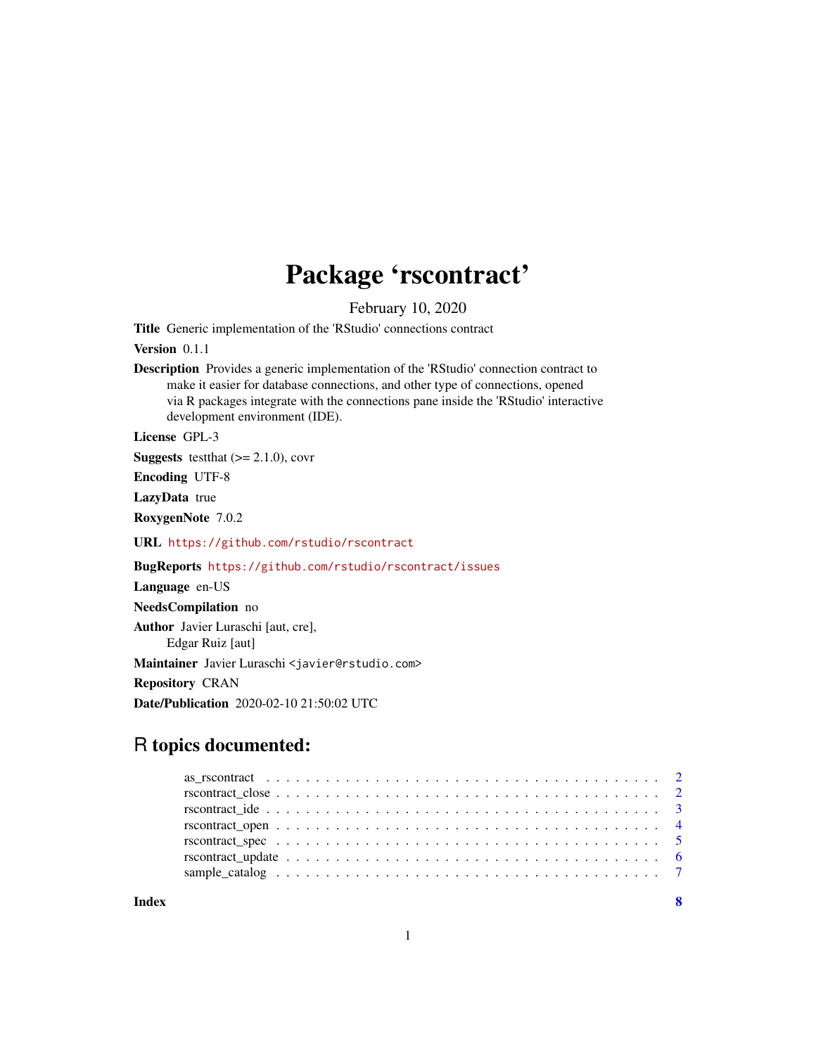# Package 'rscontract'

February 10, 2020

**Title** Generic implementation of the 'RStudio' connections contract

**Version** 0.1.1

**Description** Provides a generic implementation of the 'RStudio' connection contract to make it easier for database connections, and other type of connections, opened via R packages integrate with the connections pane inside the 'RStudio' interactive development environment (IDE).

**License** GPL-3

**Suggests** testthat (>= 2.1.0), covr

**Encoding** UTF-8

**LazyData** true

**RoxygenNote** 7.0.2

**URL** https://github.com/rstudio/rscontract

**BugReports** https://github.com/rstudio/rscontract/issues

**Language** en-US

**NeedsCompilation** no

**Author** Javier Luraschi [aut, cre], Edgar Ruiz [aut]

**Maintainer** Javier Luraschi <javier@rstudio.com>

**Repository** CRAN

**Date/Publication** 2020-02-10 21:50:02 UTC

## R topics documented:

| | |
|---|---|
| as_rscontract | 2 |
| rscontract_close | 2 |
| rscontract_ide | 3 |
| rscontract_open | 4 |
| rscontract_spec | 5 |
| rscontract_update | 6 |
| sample_catalog | 7 |
| **Index** | **8** |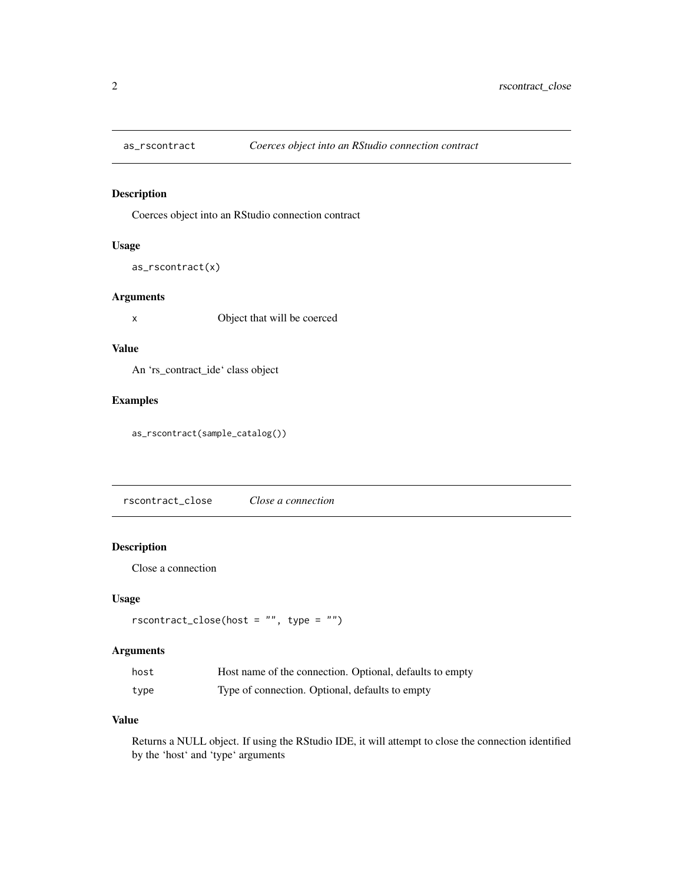## as_rscontract — *Coerces object into an RStudio connection contract*

### Description

Coerces object into an RStudio connection contract

### Usage

```
as_rscontract(x)
```

### Arguments

| | |
|---|---|
| x | Object that will be coerced |

### Value

An 'rs_contract_ide' class object

### Examples

```
as_rscontract(sample_catalog())
```

## rscontract_close — *Close a connection*

### Description

Close a connection

### Usage

```
rscontract_close(host = "", type = "")
```

### Arguments

| | |
|---|---|
| host | Host name of the connection. Optional, defaults to empty |
| type | Type of connection. Optional, defaults to empty |

### Value

Returns a NULL object. If using the RStudio IDE, it will attempt to close the connection identified by the 'host' and 'type' arguments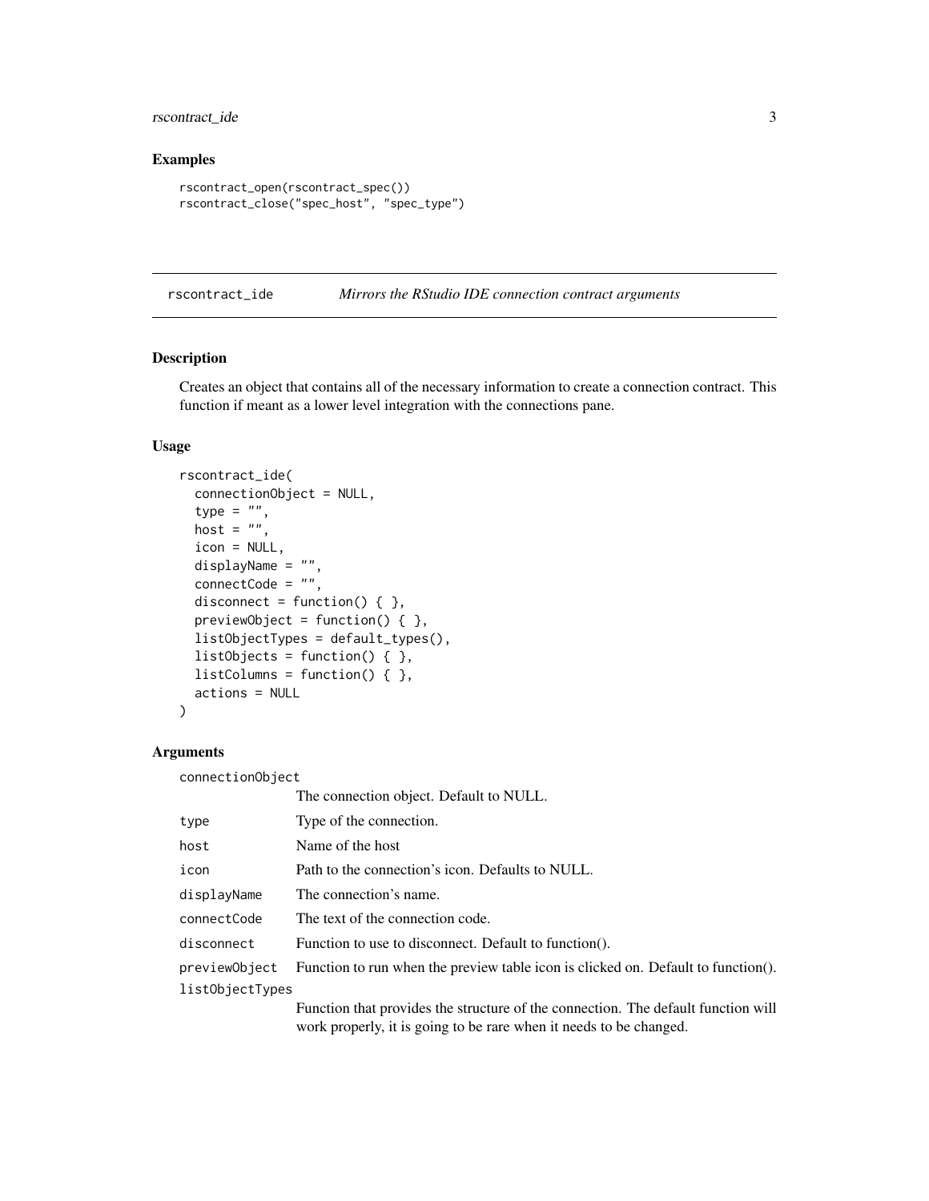## Examples

```
rscontract_open(rscontract_spec())
rscontract_close("spec_host", "spec_type")
```

---

## rscontract_ide — *Mirrors the RStudio IDE connection contract arguments*

---

### Description

Creates an object that contains all of the necessary information to create a connection contract. This function if meant as a lower level integration with the connections pane.

### Usage

```
rscontract_ide(
  connectionObject = NULL,
  type = "",
  host = "",
  icon = NULL,
  displayName = "",
  connectCode = "",
  disconnect = function() { },
  previewObject = function() { },
  listObjectTypes = default_types(),
  listObjects = function() { },
  listColumns = function() { },
  actions = NULL
)
```

### Arguments

| Argument | Description |
|---|---|
| `connectionObject` | The connection object. Default to NULL. |
| `type` | Type of the connection. |
| `host` | Name of the host |
| `icon` | Path to the connection's icon. Defaults to NULL. |
| `displayName` | The connection's name. |
| `connectCode` | The text of the connection code. |
| `disconnect` | Function to use to disconnect. Default to function(). |
| `previewObject` | Function to run when the preview table icon is clicked on. Default to function(). |
| `listObjectTypes` | Function that provides the structure of the connection. The default function will work properly, it is going to be rare when it needs to be changed. |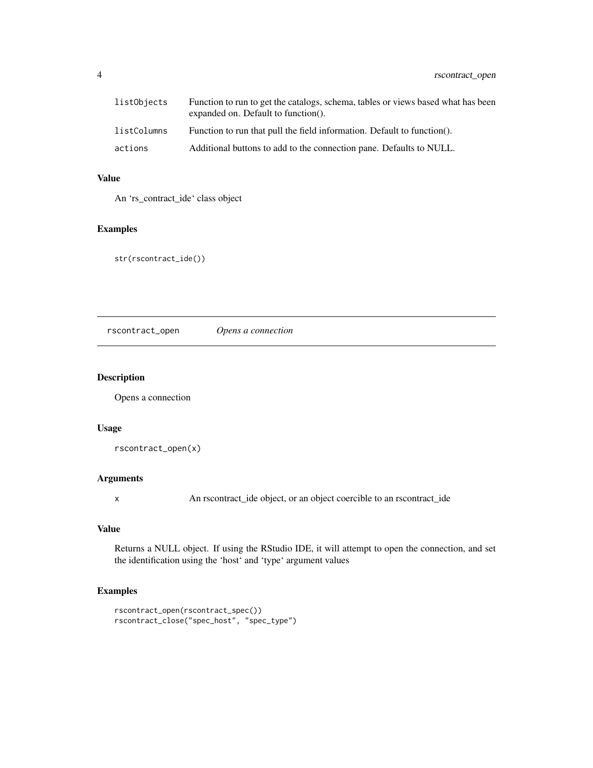| | |
|---|---|
| listObjects | Function to run to get the catalogs, schema, tables or views based what has been expanded on. Default to function(). |
| listColumns | Function to run that pull the field information. Default to function(). |
| actions | Additional buttons to add to the connection pane. Defaults to NULL. |

### Value

An 'rs_contract_ide' class object

### Examples

```
str(rscontract_ide())
```

## rscontract_open *Opens a connection*

### Description

Opens a connection

### Usage

```
rscontract_open(x)
```

### Arguments

| | |
|---|---|
| x | An rscontract_ide object, or an object coercible to an rscontract_ide |

### Value

Returns a NULL object. If using the RStudio IDE, it will attempt to open the connection, and set the identification using the 'host' and 'type' argument values

### Examples

```
rscontract_open(rscontract_spec())
rscontract_close("spec_host", "spec_type")
```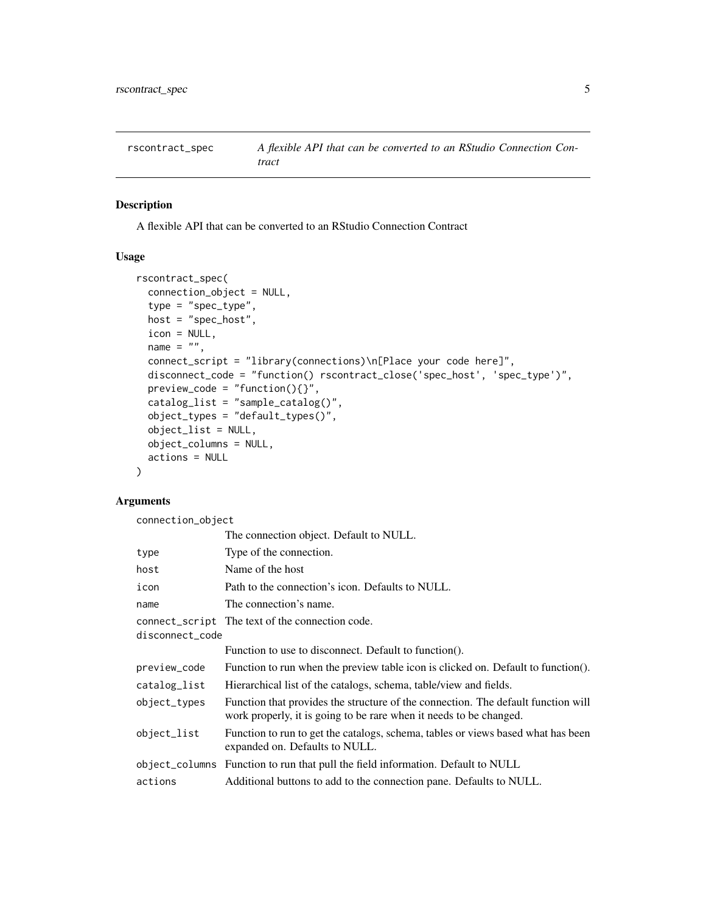# rscontract_spec — *A flexible API that can be converted to an RStudio Connection Contract*

## Description

A flexible API that can be converted to an RStudio Connection Contract

## Usage

```
rscontract_spec(
  connection_object = NULL,
  type = "spec_type",
  host = "spec_host",
  icon = NULL,
  name = "",
  connect_script = "library(connections)\n[Place your code here]",
  disconnect_code = "function() rscontract_close('spec_host', 'spec_type')",
  preview_code = "function(){}",
  catalog_list = "sample_catalog()",
  object_types = "default_types()",
  object_list = NULL,
  object_columns = NULL,
  actions = NULL
)
```

## Arguments

| Argument | Description |
| --- | --- |
| `connection_object` | The connection object. Default to NULL. |
| `type` | Type of the connection. |
| `host` | Name of the host |
| `icon` | Path to the connection's icon. Defaults to NULL. |
| `name` | The connection's name. |
| `connect_script` | The text of the connection code. |
| `disconnect_code` | Function to use to disconnect. Default to function(). |
| `preview_code` | Function to run when the preview table icon is clicked on. Default to function(). |
| `catalog_list` | Hierarchical list of the catalogs, schema, table/view and fields. |
| `object_types` | Function that provides the structure of the connection. The default function will work properly, it is going to be rare when it needs to be changed. |
| `object_list` | Function to run to get the catalogs, schema, tables or views based what has been expanded on. Defaults to NULL. |
| `object_columns` | Function to run that pull the field information. Default to NULL |
| `actions` | Additional buttons to add to the connection pane. Defaults to NULL. |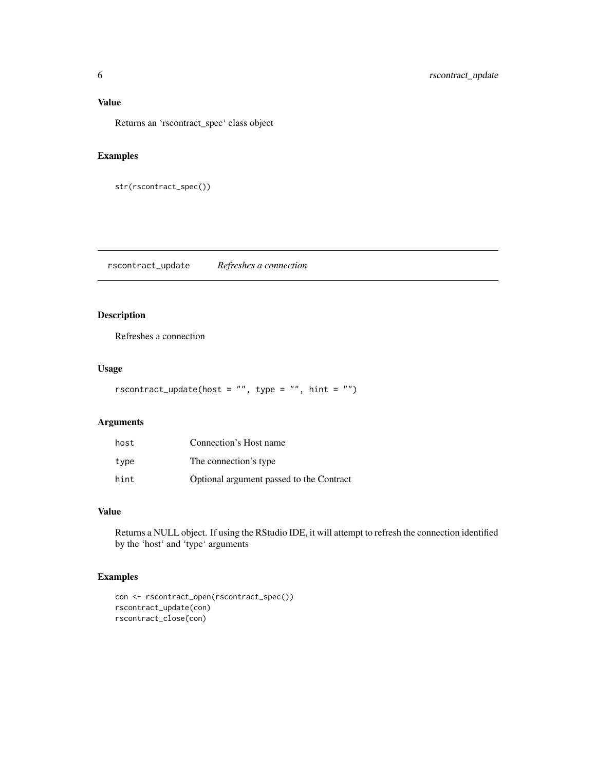### Value

Returns an 'rscontract_spec' class object

### Examples

```
str(rscontract_spec())
```

---

## rscontract_update *Refreshes a connection*

### Description

Refreshes a connection

### Usage

```
rscontract_update(host = "", type = "", hint = "")
```

### Arguments

| | |
|---|---|
| host | Connection's Host name |
| type | The connection's type |
| hint | Optional argument passed to the Contract |

### Value

Returns a NULL object. If using the RStudio IDE, it will attempt to refresh the connection identified by the 'host' and 'type' arguments

### Examples

```
con <- rscontract_open(rscontract_spec())
rscontract_update(con)
rscontract_close(con)
```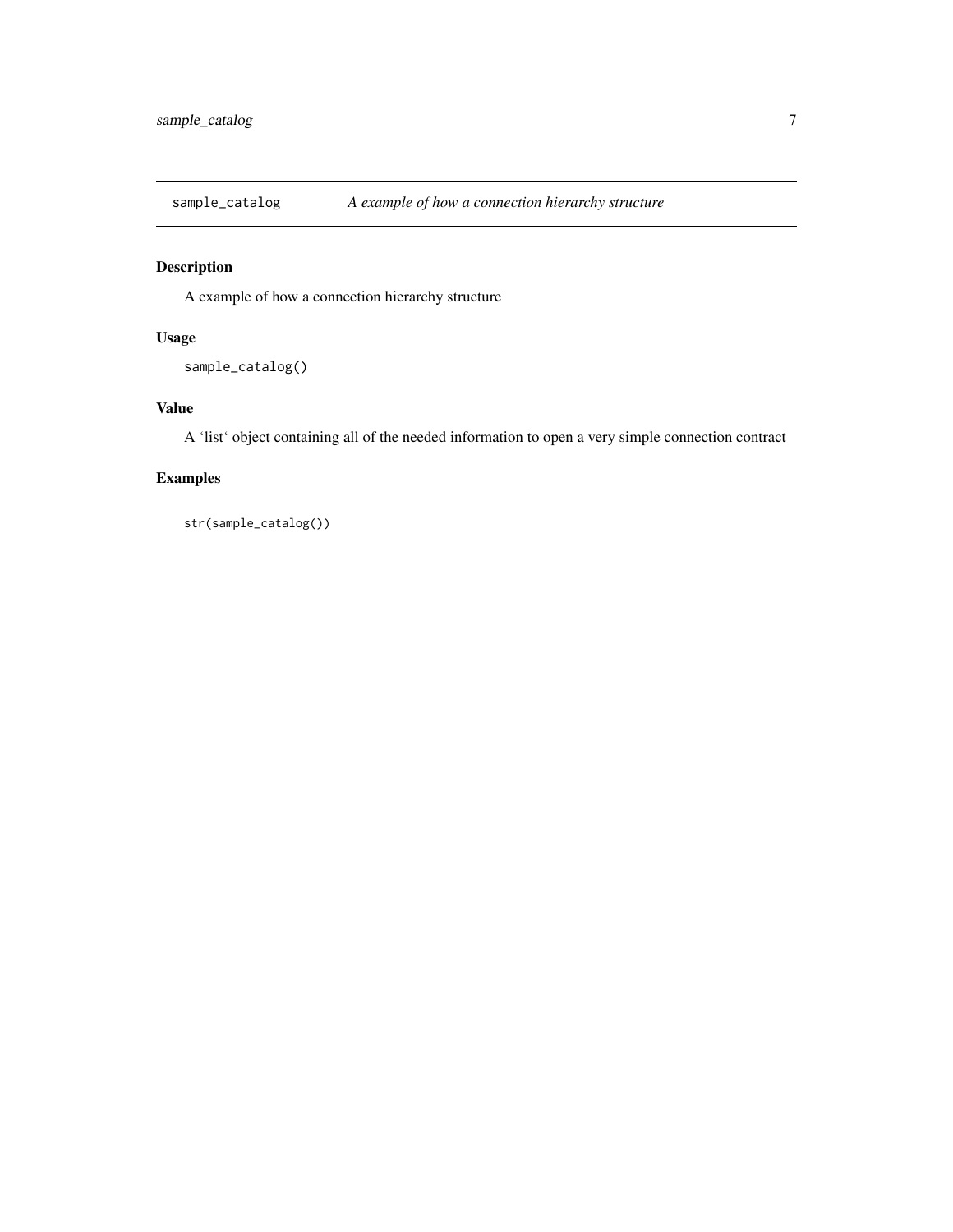## sample_catalog *A example of how a connection hierarchy structure*

### Description

A example of how a connection hierarchy structure

### Usage

```
sample_catalog()
```

### Value

A 'list' object containing all of the needed information to open a very simple connection contract

### Examples

```
str(sample_catalog())
```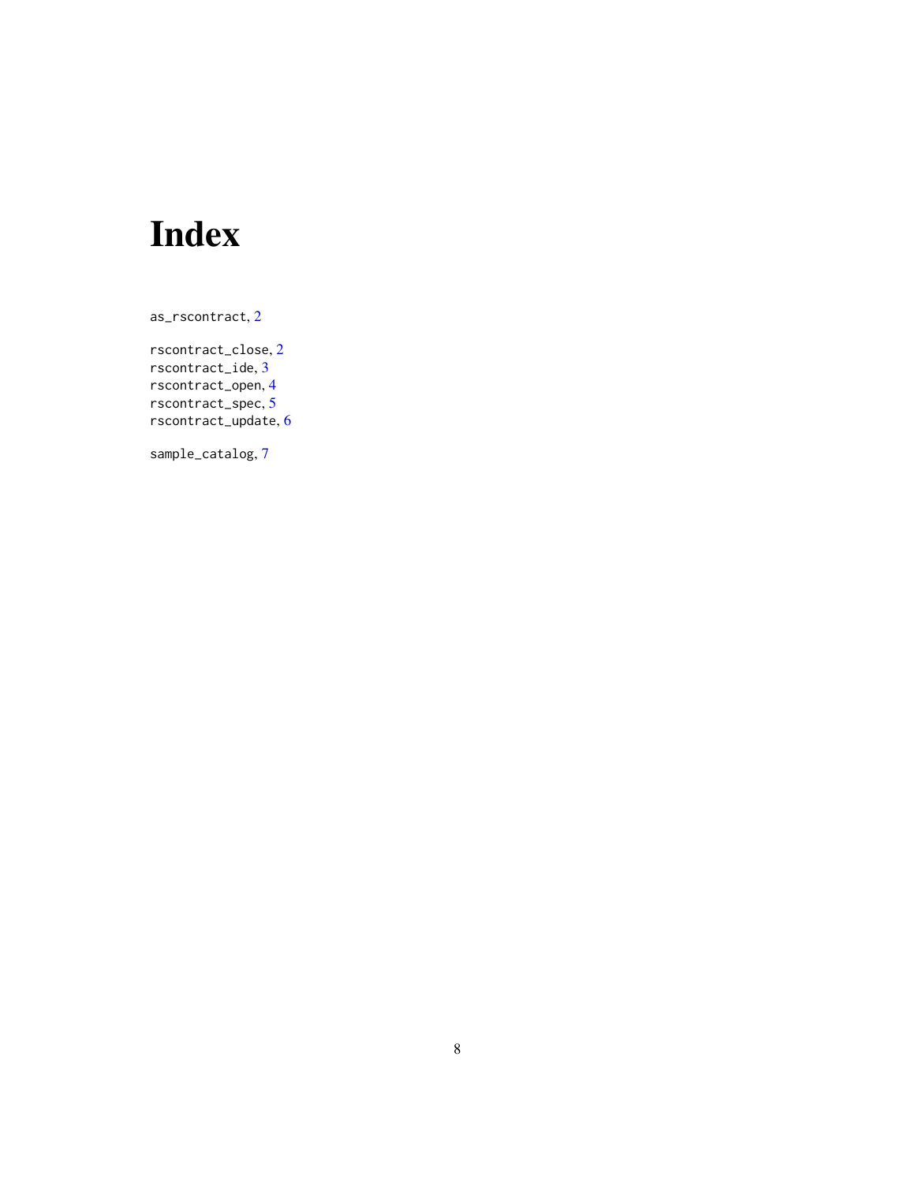# Index

as_rscontract, 2

rscontract_close, 2
rscontract_ide, 3
rscontract_open, 4
rscontract_spec, 5
rscontract_update, 6

sample_catalog, 7